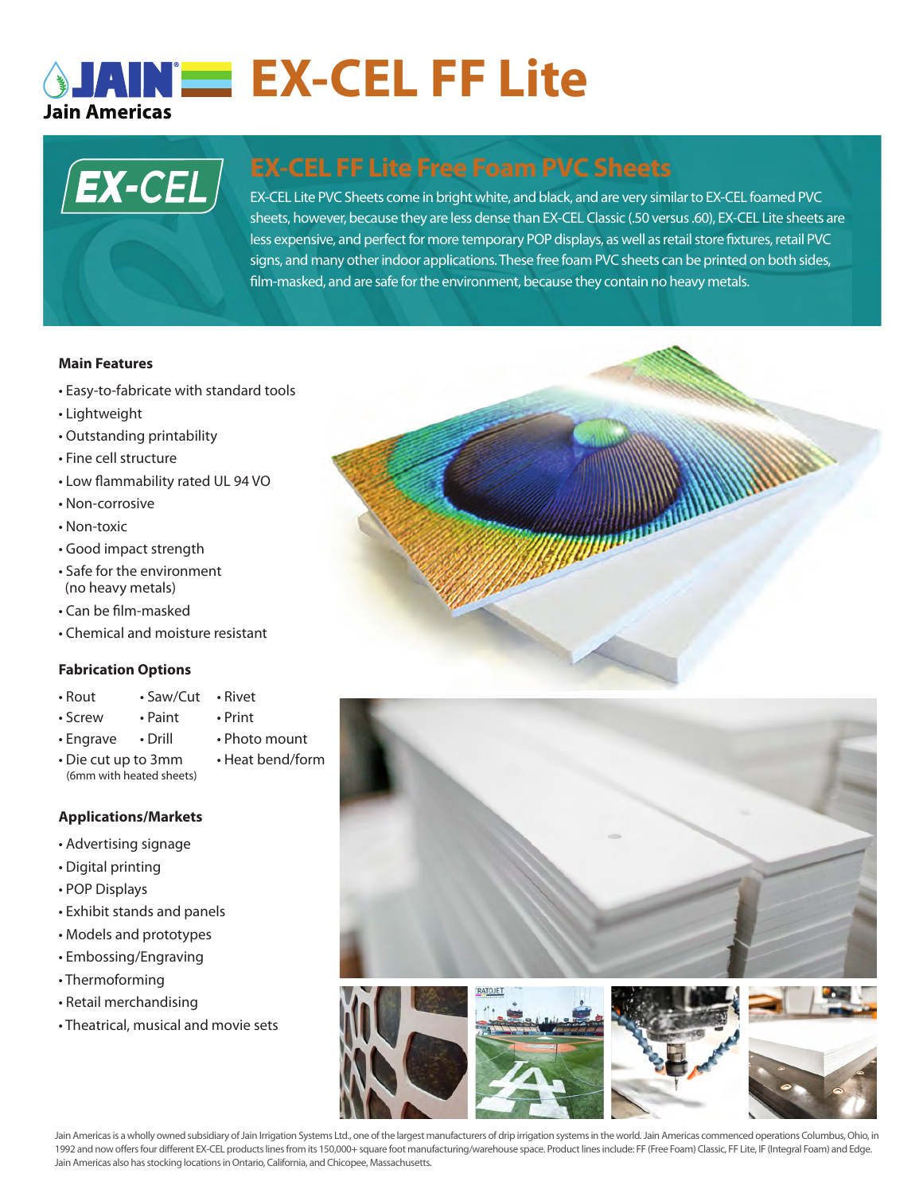# EX-CEL FF Lite

Jain Americas

## EX-CEL FF Lite Free Foam PVC Sheets

EX-CEL Lite PVC Sheets come in bright white, and black, and are very similar to EX-CEL foamed PVC sheets, however, because they are less dense than EX-CEL Classic (.50 versus .60), EX-CEL Lite sheets are less expensive, and perfect for more temporary POP displays, as well as retail store fixtures, retail PVC signs, and many other indoor applications. These free foam PVC sheets can be printed on both sides, film-masked, and are safe for the environment, because they contain no heavy metals.

**Main Features**

- Easy-to-fabricate with standard tools
- Lightweight
- Outstanding printability
- Fine cell structure
- Low flammability rated UL 94 VO
- Non-corrosive
- Non-toxic
- Good impact strength
- Safe for the environment (no heavy metals)
- Can be film-masked
- Chemical and moisture resistant

**Fabrication Options**

- Rout
- Saw/Cut
- Rivet
- Screw
- Paint
- Print
- Engrave
- Drill
- Photo mount
- Die cut up to 3mm (6mm with heated sheets)
- Heat bend/form

**Applications/Markets**

- Advertising signage
- Digital printing
- POP Displays
- Exhibit stands and panels
- Models and prototypes
- Embossing/Engraving
- Thermoforming
- Retail merchandising
- Theatrical, musical and movie sets

Jain Americas is a wholly owned subsidiary of Jain Irrigation Systems Ltd., one of the largest manufacturers of drip irrigation systems in the world. Jain Americas commenced operations Columbus, Ohio, in 1992 and now offers four different EX-CEL products lines from its 150,000+ square foot manufacturing/warehouse space. Product lines include: FF (Free Foam) Classic, FF Lite, IF (Integral Foam) and Edge. Jain Americas also has stocking locations in Ontario, California, and Chicopee, Massachusetts.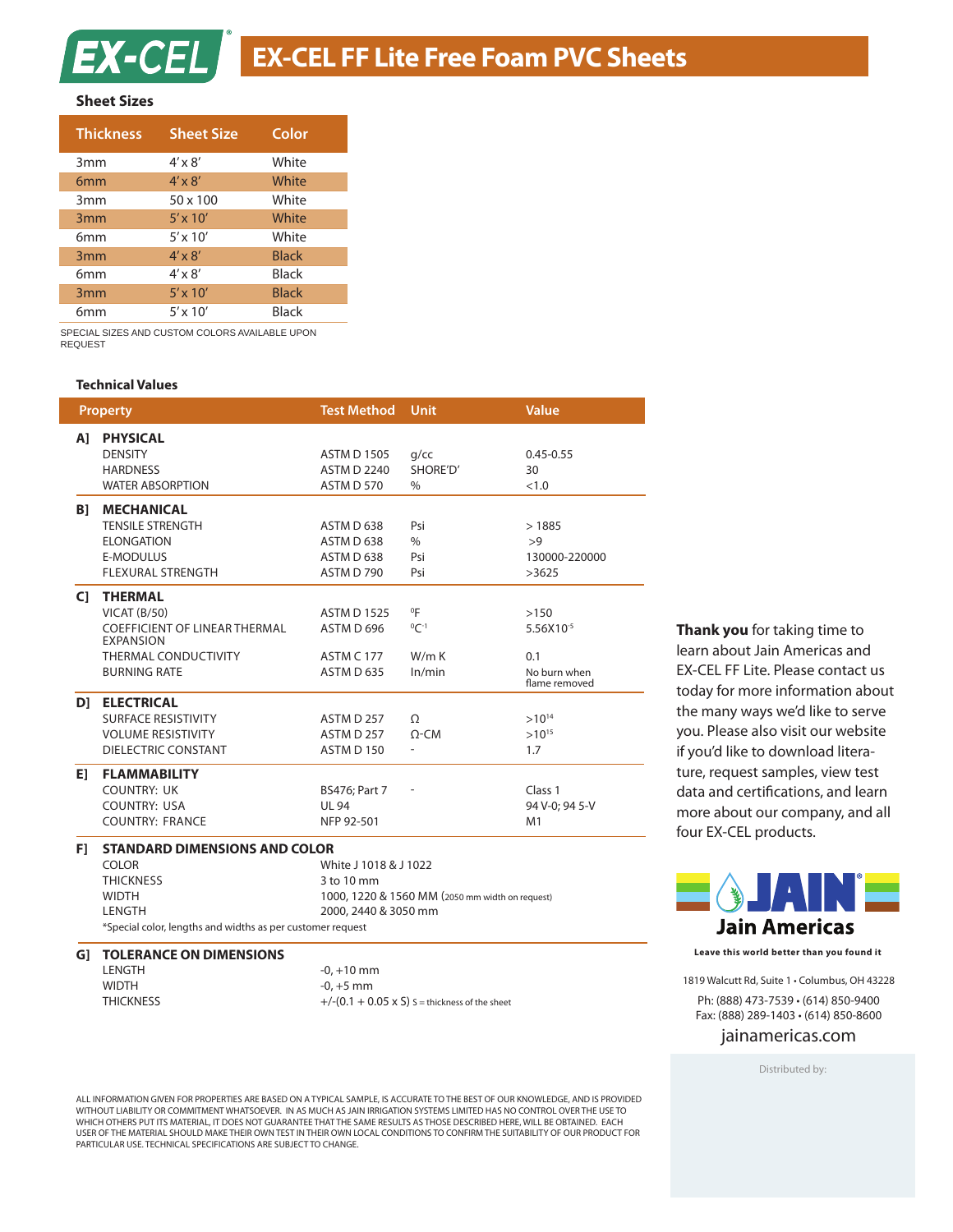# EX-CEL FF Lite Free Foam PVC Sheets

**Sheet Sizes**

| Thickness | Sheet Size | Color |
|---|---|---|
| 3mm | 4′ x 8′ | White |
| 6mm | 4′ x 8′ | White |
| 3mm | 50 x 100 | White |
| 3mm | 5′ x 10′ | White |
| 6mm | 5′ x 10′ | White |
| 3mm | 4′ x 8′ | Black |
| 6mm | 4′ x 8′ | Black |
| 3mm | 5′ x 10′ | Black |
| 6mm | 5′ x 10′ | Black |

SPECIAL SIZES AND CUSTOM COLORS AVAILABLE UPON REQUEST

**Technical Values**

| Property | Test Method | Unit | Value |
|---|---|---|---|
| **A] PHYSICAL** | | | |
| DENSITY | ASTM D 1505 | g/cc | 0.45-0.55 |
| HARDNESS | ASTM D 2240 | SHORE'D' | 30 |
| WATER ABSORPTION | ASTM D 570 | % | <1.0 |
| **B] MECHANICAL** | | | |
| TENSILE STRENGTH | ASTM D 638 | Psi | > 1885 |
| ELONGATION | ASTM D 638 | % | >9 |
| E-MODULUS | ASTM D 638 | Psi | 130000-220000 |
| FLEXURAL STRENGTH | ASTM D 790 | Psi | >3625 |
| **C] THERMAL** | | | |
| VICAT (B/50) | ASTM D 1525 | $^0$F | >150 |
| COEFFICIENT OF LINEAR THERMAL EXPANSION | ASTM D 696 | $^0C^{-1}$ | $5.56X10^{-5}$ |
| THERMAL CONDUCTIVITY | ASTM C 177 | W/m K | 0.1 |
| BURNING RATE | ASTM D 635 | In/min | No burn when flame removed |
| **D] ELECTRICAL** | | | |
| SURFACE RESISTIVITY | ASTM D 257 | Ω | $>10^{14}$ |
| VOLUME RESISTIVITY | ASTM D 257 | Ω-CM | $>10^{15}$ |
| DIELECTRIC CONSTANT | ASTM D 150 | - | 1.7 |
| **E] FLAMMABILITY** | | | |
| COUNTRY: UK | BS476; Part 7 | - | Class 1 |
| COUNTRY: USA | UL 94 | | 94 V-0; 94 5-V |
| COUNTRY: FRANCE | NFP 92-501 | | M1 |

**F] STANDARD DIMENSIONS AND COLOR**

| | |
|---|---|
| COLOR | White J 1018 & J 1022 |
| THICKNESS | 3 to 10 mm |
| WIDTH | 1000, 1220 & 1560 MM (2050 mm width on request) |
| LENGTH | 2000, 2440 & 3050 mm |

*Special color, lengths and widths as per customer request

**G] TOLERANCE ON DIMENSIONS**

| | |
|---|---|
| LENGTH | -0, +10 mm |
| WIDTH | -0, +5 mm |
| THICKNESS | +/-(0.1 + 0.05 x S) S = thickness of the sheet |

**Thank you** for taking time to learn about Jain Americas and EX-CEL FF Lite. Please contact us today for more information about the many ways we'd like to serve you. Please also visit our website if you'd like to download literature, request samples, view test data and certifications, and learn more about our company, and all four EX-CEL products.

**Jain Americas**

Leave this world better than you found it

1819 Walcutt Rd, Suite 1 • Columbus, OH 43228

Ph: (888) 473-7539 • (614) 850-9400

Fax: (888) 289-1403 • (614) 850-8600

jainamericas.com

Distributed by:

ALL INFORMATION GIVEN FOR PROPERTIES ARE BASED ON A TYPICAL SAMPLE, IS ACCURATE TO THE BEST OF OUR KNOWLEDGE, AND IS PROVIDED WITHOUT LIABILITY OR COMMITMENT WHATSOEVER. IN AS MUCH AS JAIN IRRIGATION SYSTEMS LIMITED HAS NO CONTROL OVER THE USE TO WHICH OTHERS PUT ITS MATERIAL, IT DOES NOT GUARANTEE THAT THE SAME RESULTS AS THOSE DESCRIBED HERE, WILL BE OBTAINED. EACH USER OF THE MATERIAL SHOULD MAKE THEIR OWN TEST IN THEIR OWN LOCAL CONDITIONS TO CONFIRM THE SUITABILITY OF OUR PRODUCT FOR PARTICULAR USE. TECHNICAL SPECIFICATIONS ARE SUBJECT TO CHANGE.